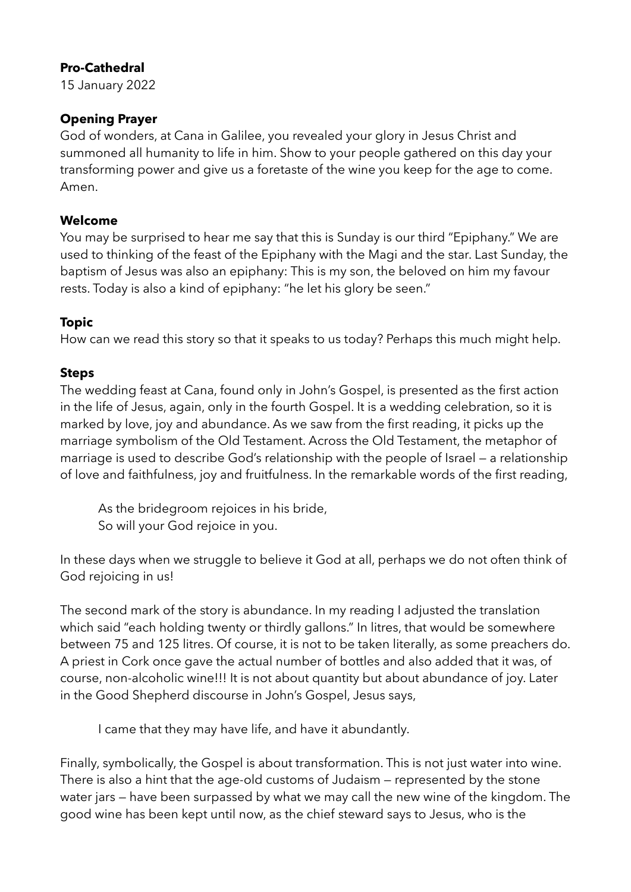**Pro-Cathedral**
15 January 2022

**Opening Prayer**
God of wonders, at Cana in Galilee, you revealed your glory in Jesus Christ and summoned all humanity to life in him. Show to your people gathered on this day your transforming power and give us a foretaste of the wine you keep for the age to come. Amen.

**Welcome**
You may be surprised to hear me say that this is Sunday is our third "Epiphany." We are used to thinking of the feast of the Epiphany with the Magi and the star. Last Sunday, the baptism of Jesus was also an epiphany: This is my son, the beloved on him my favour rests. Today is also a kind of epiphany: "he let his glory be seen."

**Topic**
How can we read this story so that it speaks to us today? Perhaps this much might help.

**Steps**
The wedding feast at Cana, found only in John's Gospel, is presented as the first action in the life of Jesus, again, only in the fourth Gospel. It is a wedding celebration, so it is marked by love, joy and abundance. As we saw from the first reading, it picks up the marriage symbolism of the Old Testament. Across the Old Testament, the metaphor of marriage is used to describe God's relationship with the people of Israel — a relationship of love and faithfulness, joy and fruitfulness. In the remarkable words of the first reading,

> As the bridegroom rejoices in his bride,
> So will your God rejoice in you.

In these days when we struggle to believe it God at all, perhaps we do not often think of God rejoicing in us!

The second mark of the story is abundance. In my reading I adjusted the translation which said "each holding twenty or thirdly gallons." In litres, that would be somewhere between 75 and 125 litres. Of course, it is not to be taken literally, as some preachers do. A priest in Cork once gave the actual number of bottles and also added that it was, of course, non-alcoholic wine!!! It is not about quantity but about abundance of joy. Later in the Good Shepherd discourse in John's Gospel, Jesus says,

> I came that they may have life, and have it abundantly.

Finally, symbolically, the Gospel is about transformation. This is not just water into wine. There is also a hint that the age-old customs of Judaism — represented by the stone water jars — have been surpassed by what we may call the new wine of the kingdom. The good wine has been kept until now, as the chief steward says to Jesus, who is the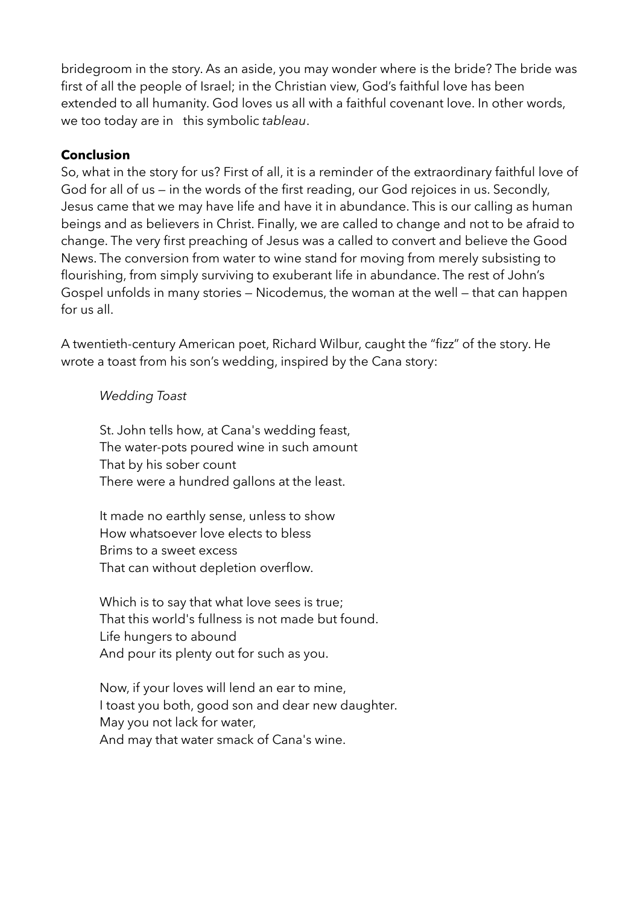bridegroom in the story. As an aside, you may wonder where is the bride? The bride was first of all the people of Israel; in the Christian view, God's faithful love has been extended to all humanity. God loves us all with a faithful covenant love. In other words, we too today are in this symbolic *tableau*.

**Conclusion**

So, what in the story for us? First of all, it is a reminder of the extraordinary faithful love of God for all of us — in the words of the first reading, our God rejoices in us. Secondly, Jesus came that we may have life and have it in abundance. This is our calling as human beings and as believers in Christ. Finally, we are called to change and not to be afraid to change. The very first preaching of Jesus was a called to convert and believe the Good News. The conversion from water to wine stand for moving from merely subsisting to flourishing, from simply surviving to exuberant life in abundance. The rest of John's Gospel unfolds in many stories — Nicodemus, the woman at the well — that can happen for us all.

A twentieth-century American poet, Richard Wilbur, caught the "fizz" of the story. He wrote a toast from his son's wedding, inspired by the Cana story:

> *Wedding Toast*
>
> St. John tells how, at Cana's wedding feast,
> The water-pots poured wine in such amount
> That by his sober count
> There were a hundred gallons at the least.
>
> It made no earthly sense, unless to show
> How whatsoever love elects to bless
> Brims to a sweet excess
> That can without depletion overflow.
>
> Which is to say that what love sees is true;
> That this world's fullness is not made but found.
> Life hungers to abound
> And pour its plenty out for such as you.
>
> Now, if your loves will lend an ear to mine,
> I toast you both, good son and dear new daughter.
> May you not lack for water,
> And may that water smack of Cana's wine.